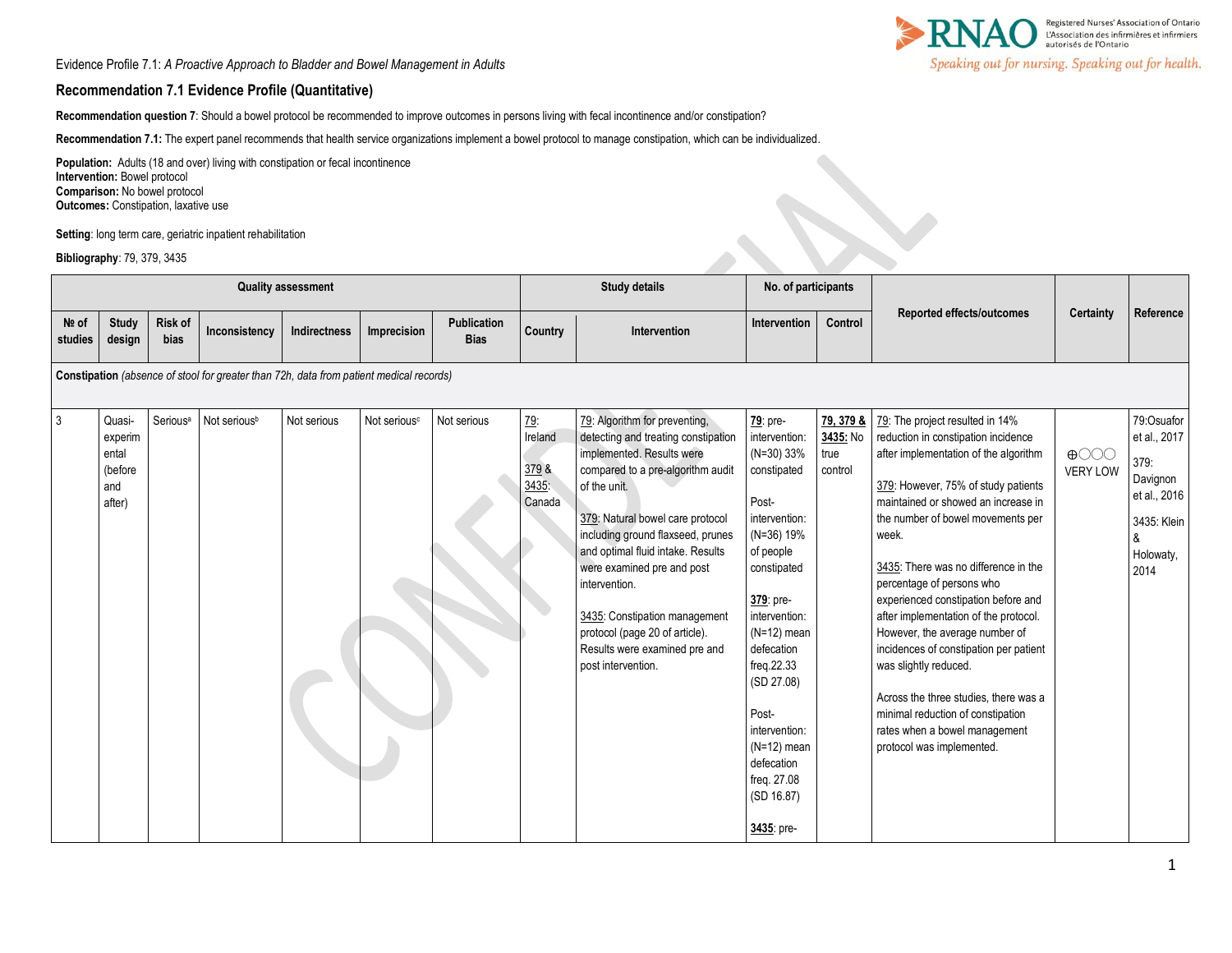Evidence Profile 7.1: *A Proactive Approach to Bladder and Bowel Management in Adults*

## Recommendation 7.1 Evidence Profile (Quantitative)

**Recommendation question 7**: Should a bowel protocol be recommended to improve outcomes in persons living with fecal incontinence and/or constipation?

**Recommendation 7.1:** The expert panel recommends that health service organizations implement a bowel protocol to manage constipation, which can be individualized.

**Population:** Adults (18 and over) living with constipation or fecal incontinence
**Intervention:** Bowel protocol
**Comparison:** No bowel protocol
**Outcomes:** Constipation, laxative use

**Setting**: long term care, geriatric inpatient rehabilitation

**Bibliography**: 79, 379, 3435

| Quality assessment | | | | | | | Study details | | No. of participants | | Reported effects/outcomes | Certainty | Reference |
|---|---|---|---|---|---|---|---|---|---|---|---|---|---|
| № of studies | Study design | Risk of bias | Inconsistency | Indirectness | Imprecision | Publication Bias | Country | Intervention | Intervention | Control | | | |
| **Constipation** *(absence of stool for greater than 72h, data from patient medical records)* | | | | | | | | | | | | | |
| 3 | Quasi-experimental (before and after) | Serious[a] | Not serious[b] | Not serious | Not serious[c] | Not serious | 79: Ireland<br><br>379 & 3435: Canada | 79: Algorithm for preventing, detecting and treating constipation implemented. Results were compared to a pre-algorithm audit of the unit.<br><br>379: Natural bowel care protocol including ground flaxseed, prunes and optimal fluid intake. Results were examined pre and post intervention.<br><br>3435: Constipation management protocol (page 20 of article). Results were examined pre and post intervention. | **79**: pre-intervention: (N=30) 33% constipated<br><br>Post-intervention: (N=36) 19% of people constipated<br><br>**379**: pre-intervention: (N=12) mean defecation freq.22.33 (SD 27.08)<br><br>Post-intervention: (N=12) mean defecation freq. 27.08 (SD 16.87)<br><br>**3435**: pre- | **79, 379 & 3435:** No true control | 79: The project resulted in 14% reduction in constipation incidence after implementation of the algorithm<br><br>379: However, 75% of study patients maintained or showed an increase in the number of bowel movements per week.<br><br>3435: There was no difference in the percentage of persons who experienced constipation before and after implementation of the protocol. However, the average number of incidences of constipation per patient was slightly reduced.<br><br>Across the three studies, there was a minimal reduction of constipation rates when a bowel management protocol was implemented. | ⊕◯◯◯ VERY LOW | 79:Osuafor et al., 2017<br><br>379: Davignon et al., 2016<br><br>3435: Klein & Holoway, 2014 |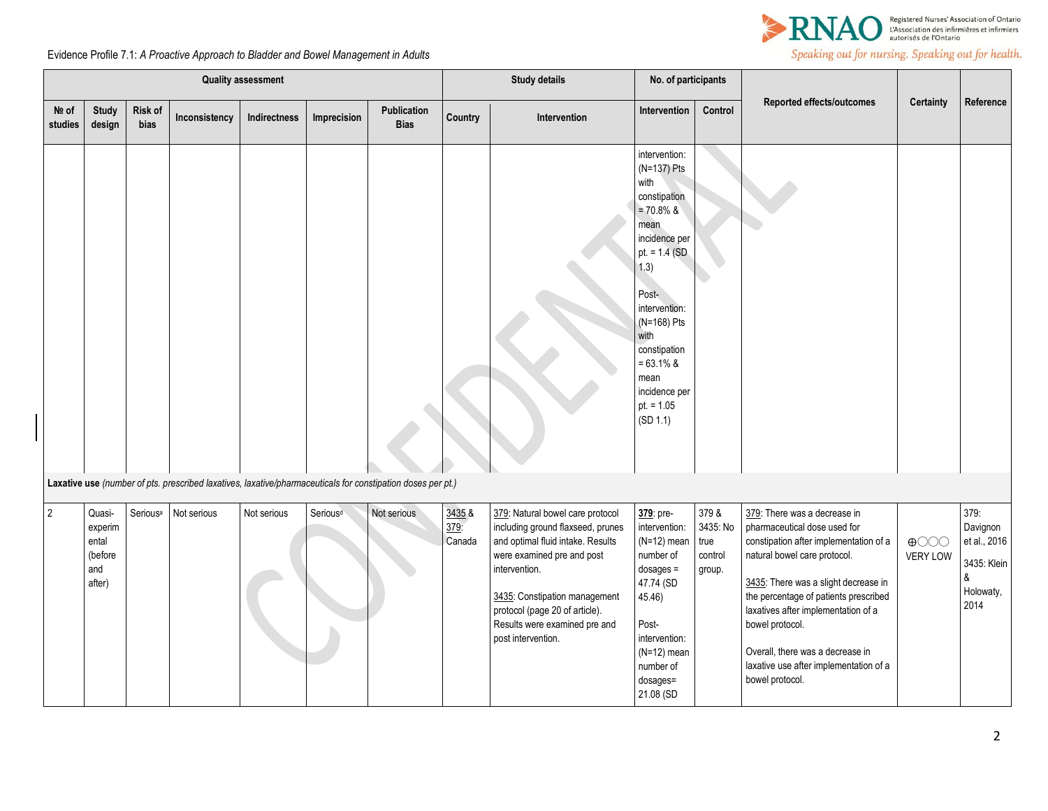Evidence Profile 7.1: *A Proactive Approach to Bladder and Bowel Management in Adults*

| Quality assessment | | | | | | | Study details | | No. of participants | | Reported effects/outcomes | Certainty | Reference |
|---|---|---|---|---|---|---|---|---|---|---|---|---|---|
| № of studies | Study design | Risk of bias | Inconsistency | Indirectness | Imprecision | Publication Bias | Country | Intervention | Intervention | Control | | | |
| | | | | | | | | | intervention: (N=137) Pts with constipation = 70.8% & mean incidence per pt. = 1.4 (SD 1.3)<br><br>Post-intervention: (N=168) Pts with constipation = 63.1% & mean incidence per pt. = 1.05 (SD 1.1) | | | | |
| **Laxative use** *(number of pts. prescribed laxatives, laxative/pharmaceuticals for constipation doses per pt.)* | | | | | | | | | | | | | |
| 2 | Quasi-experimental (before and after) | Serious[a] | Not serious | Not serious | Serious[d] | Not serious | 3435 & 379: Canada | 379: Natural bowel care protocol including ground flaxseed, prunes and optimal fluid intake. Results were examined pre and post intervention.<br><br>3435: Constipation management protocol (page 20 of article). Results were examined pre and post intervention. | **379**: pre-intervention: (N=12) mean number of dosages = 47.74 (SD 45.46)<br><br>Post-intervention: (N=12) mean number of dosages= 21.08 (SD | 379 & 3435: No true control group. | 379: There was a decrease in pharmaceutical dose used for constipation after implementation of a natural bowel care protocol.<br><br>3435: There was a slight decrease in the percentage of patients prescribed laxatives after implementation of a bowel protocol.<br><br>Overall, there was a decrease in laxative use after implementation of a bowel protocol. | ⊕◯◯◯ VERY LOW | 379: Davignon et al., 2016<br><br>3435: Klein & Holowaty, 2014 |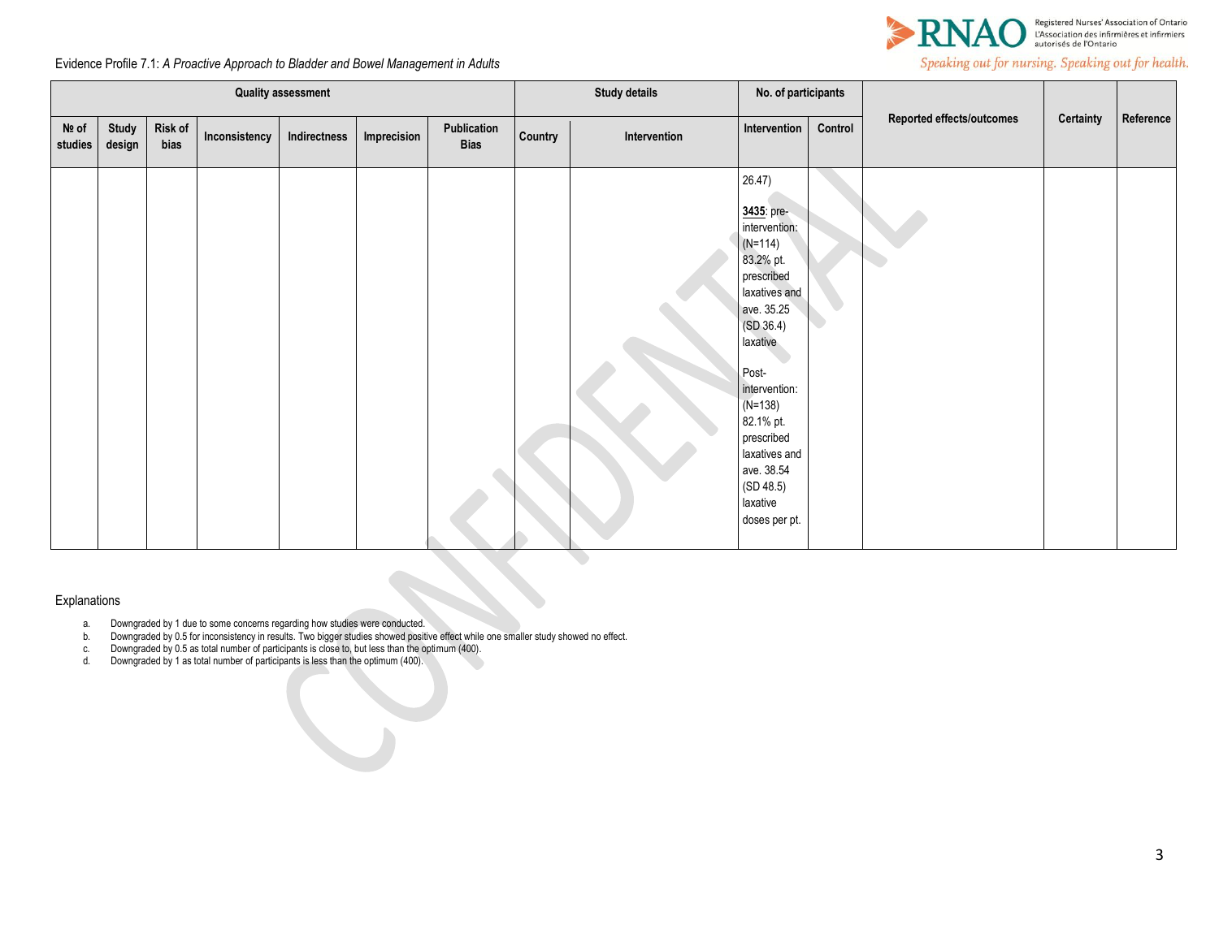Evidence Profile 7.1: *A Proactive Approach to Bladder and Bowel Management in Adults*

| Quality assessment | | | | | | | Study details | | No. of participants | | Reported effects/outcomes | Certainty | Reference |
|---|---|---|---|---|---|---|---|---|---|---|---|---|---|
| № of studies | Study design | Risk of bias | Inconsistency | Indirectness | Imprecision | Publication Bias | Country | Intervention | Intervention | Control | | | |
| | | | | | | | | | 26.47)<br><br>**3435**: pre-intervention: (N=114) 83.2% pt. prescribed laxatives and ave. 35.25 (SD 36.4) laxative<br><br>Post-intervention: (N=138) 82.1% pt. prescribed laxatives and ave. 38.54 (SD 48.5) laxative doses per pt. | | | | |

Explanations

a. Downgraded by 1 due to some concerns regarding how studies were conducted.
b. Downgraded by 0.5 for inconsistency in results. Two bigger studies showed positive effect while one smaller study showed no effect.
c. Downgraded by 0.5 as total number of participants is close to, but less than the optimum (400).
d. Downgraded by 1 as total number of participants is less than the optimum (400).